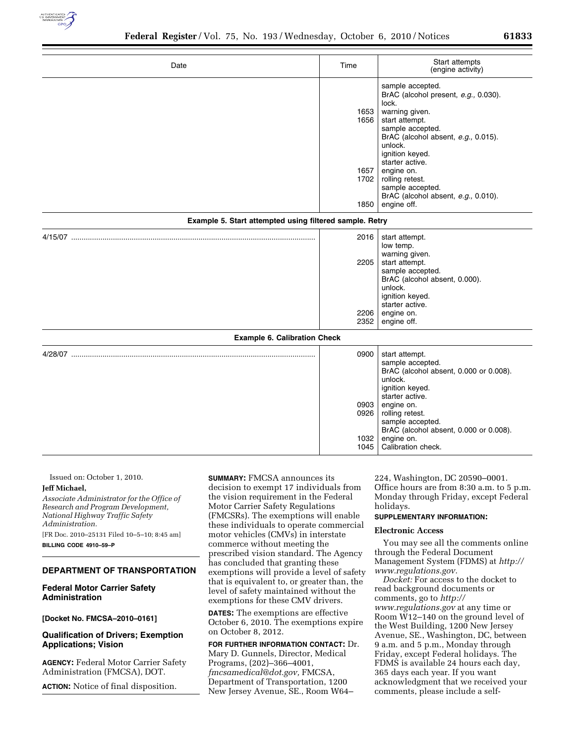| Date | Time | Start attempts (engine activity) |
|---|---|---|
| | | sample accepted. |
| | | BrAC (alcohol present, *e.g.,* 0.030). |
| | | lock. |
| | 1653 | warning given. |
| | 1656 | start attempt. |
| | | sample accepted. |
| | | BrAC (alcohol absent, *e.g.,* 0.015). |
| | | unlock. |
| | | ignition keyed. |
| | | starter active. |
| | 1657 | engine on. |
| | 1702 | rolling retest. |
| | | sample accepted. |
| | | BrAC (alcohol absent, *e.g.,* 0.010). |
| | 1850 | engine off. |
| **Example 5. Start attempted using filtered sample. Retry** | | |
| 4/15/07 | 2016 | start attempt. |
| | | low temp. |
| | | warning given. |
| | 2205 | start attempt. |
| | | sample accepted. |
| | | BrAC (alcohol absent, 0.000). |
| | | unlock. |
| | | ignition keyed. |
| | | starter active. |
| | 2206 | engine on. |
| | 2352 | engine off. |
| **Example 6. Calibration Check** | | |
| 4/28/07 | 0900 | start attempt. |
| | | sample accepted. |
| | | BrAC (alcohol absent, 0.000 or 0.008). |
| | | unlock. |
| | | ignition keyed. |
| | | starter active. |
| | 0903 | engine on. |
| | 0926 | rolling retest. |
| | | sample accepted. |
| | | BrAC (alcohol absent, 0.000 or 0.008). |
| | 1032 | engine on. |
| | 1045 | Calibration check. |

Issued on: October 1, 2010.

**Jeff Michael,**

*Associate Administrator for the Office of Research and Program Development, National Highway Traffic Safety Administration.*

[FR Doc. 2010–25131 Filed 10–5–10; 8:45 am]

**BILLING CODE 4910–59–P**

## DEPARTMENT OF TRANSPORTATION

### Federal Motor Carrier Safety Administration

**[Docket No. FMCSA–2010–0161]**

### Qualification of Drivers; Exemption Applications; Vision

**AGENCY:** Federal Motor Carrier Safety Administration (FMCSA), DOT.

**ACTION:** Notice of final disposition.

**SUMMARY:** FMCSA announces its decision to exempt 17 individuals from the vision requirement in the Federal Motor Carrier Safety Regulations (FMCSRs). The exemptions will enable these individuals to operate commercial motor vehicles (CMVs) in interstate commerce without meeting the prescribed vision standard. The Agency has concluded that granting these exemptions will provide a level of safety that is equivalent to, or greater than, the level of safety maintained without the exemptions for these CMV drivers.

**DATES:** The exemptions are effective October 6, 2010. The exemptions expire on October 8, 2012.

**FOR FURTHER INFORMATION CONTACT:** Dr. Mary D. Gunnels, Director, Medical Programs, (202)–366–4001, *fmcsamedical@dot.gov,* FMCSA, Department of Transportation, 1200 New Jersey Avenue, SE., Room W64–224, Washington, DC 20590–0001. Office hours are from 8:30 a.m. to 5 p.m. Monday through Friday, except Federal holidays.

**SUPPLEMENTARY INFORMATION:**

**Electronic Access**

You may see all the comments online through the Federal Document Management System (FDMS) at *http://www.regulations.gov.*

*Docket:* For access to the docket to read background documents or comments, go to *http://www.regulations.gov* at any time or Room W12–140 on the ground level of the West Building, 1200 New Jersey Avenue, SE., Washington, DC, between 9 a.m. and 5 p.m., Monday through Friday, except Federal holidays. The FDMS is available 24 hours each day, 365 days each year. If you want acknowledgment that we received your comments, please include a self-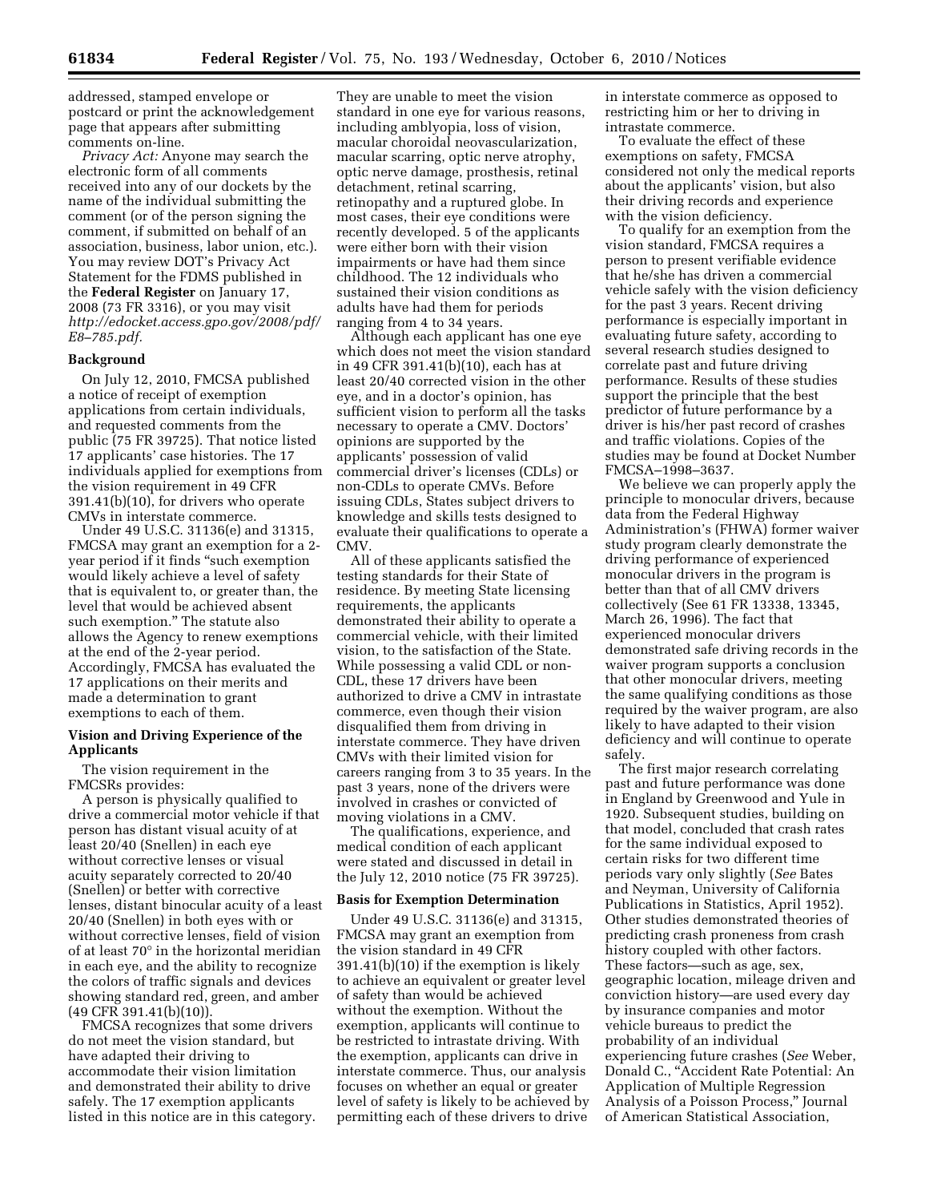addressed, stamped envelope or postcard or print the acknowledgement page that appears after submitting comments on-line.

*Privacy Act:* Anyone may search the electronic form of all comments received into any of our dockets by the name of the individual submitting the comment (or of the person signing the comment, if submitted on behalf of an association, business, labor union, etc.). You may review DOT's Privacy Act Statement for the FDMS published in the **Federal Register** on January 17, 2008 (73 FR 3316), or you may visit *http://edocket.access.gpo.gov/2008/pdf/E8–785.pdf.*

## Background

On July 12, 2010, FMCSA published a notice of receipt of exemption applications from certain individuals, and requested comments from the public (75 FR 39725). That notice listed 17 applicants' case histories. The 17 individuals applied for exemptions from the vision requirement in 49 CFR 391.41(b)(10), for drivers who operate CMVs in interstate commerce.

Under 49 U.S.C. 31136(e) and 31315, FMCSA may grant an exemption for a 2-year period if it finds "such exemption would likely achieve a level of safety that is equivalent to, or greater than, the level that would be achieved absent such exemption." The statute also allows the Agency to renew exemptions at the end of the 2-year period. Accordingly, FMCSA has evaluated the 17 applications on their merits and made a determination to grant exemptions to each of them.

## Vision and Driving Experience of the Applicants

The vision requirement in the FMCSRs provides:

A person is physically qualified to drive a commercial motor vehicle if that person has distant visual acuity of at least 20/40 (Snellen) in each eye without corrective lenses or visual acuity separately corrected to 20/40 (Snellen) or better with corrective lenses, distant binocular acuity of a least 20/40 (Snellen) in both eyes with or without corrective lenses, field of vision of at least 70° in the horizontal meridian in each eye, and the ability to recognize the colors of traffic signals and devices showing standard red, green, and amber (49 CFR 391.41(b)(10)).

FMCSA recognizes that some drivers do not meet the vision standard, but have adapted their driving to accommodate their vision limitation and demonstrated their ability to drive safely. The 17 exemption applicants listed in this notice are in this category. They are unable to meet the vision standard in one eye for various reasons, including amblyopia, loss of vision, macular choroidal neovascularization, macular scarring, optic nerve atrophy, optic nerve damage, prosthesis, retinal detachment, retinal scarring, retinopathy and a ruptured globe. In most cases, their eye conditions were recently developed. 5 of the applicants were either born with their vision impairments or have had them since childhood. The 12 individuals who sustained their vision conditions as adults have had them for periods ranging from 4 to 34 years.

Although each applicant has one eye which does not meet the vision standard in 49 CFR 391.41(b)(10), each has at least 20/40 corrected vision in the other eye, and in a doctor's opinion, has sufficient vision to perform all the tasks necessary to operate a CMV. Doctors' opinions are supported by the applicants' possession of valid commercial driver's licenses (CDLs) or non-CDLs to operate CMVs. Before issuing CDLs, States subject drivers to knowledge and skills tests designed to evaluate their qualifications to operate a CMV.

All of these applicants satisfied the testing standards for their State of residence. By meeting State licensing requirements, the applicants demonstrated their ability to operate a commercial vehicle, with their limited vision, to the satisfaction of the State. While possessing a valid CDL or non-CDL, these 17 drivers have been authorized to drive a CMV in intrastate commerce, even though their vision disqualified them from driving in interstate commerce. They have driven CMVs with their limited vision for careers ranging from 3 to 35 years. In the past 3 years, none of the drivers were involved in crashes or convicted of moving violations in a CMV.

The qualifications, experience, and medical condition of each applicant were stated and discussed in detail in the July 12, 2010 notice (75 FR 39725).

## Basis for Exemption Determination

Under 49 U.S.C. 31136(e) and 31315, FMCSA may grant an exemption from the vision standard in 49 CFR 391.41(b)(10) if the exemption is likely to achieve an equivalent or greater level of safety than would be achieved without the exemption. Without the exemption, applicants will continue to be restricted to intrastate driving. With the exemption, applicants can drive in interstate commerce. Thus, our analysis focuses on whether an equal or greater level of safety is likely to be achieved by permitting each of these drivers to drive in interstate commerce as opposed to restricting him or her to driving in intrastate commerce.

To evaluate the effect of these exemptions on safety, FMCSA considered not only the medical reports about the applicants' vision, but also their driving records and experience with the vision deficiency.

To qualify for an exemption from the vision standard, FMCSA requires a person to present verifiable evidence that he/she has driven a commercial vehicle safely with the vision deficiency for the past 3 years. Recent driving performance is especially important in evaluating future safety, according to several research studies designed to correlate past and future driving performance. Results of these studies support the principle that the best predictor of future performance by a driver is his/her past record of crashes and traffic violations. Copies of the studies may be found at Docket Number FMCSA–1998–3637.

We believe we can properly apply the principle to monocular drivers, because data from the Federal Highway Administration's (FHWA) former waiver study program clearly demonstrate the driving performance of experienced monocular drivers in the program is better than that of all CMV drivers collectively (See 61 FR 13338, 13345, March 26, 1996). The fact that experienced monocular drivers demonstrated safe driving records in the waiver program supports a conclusion that other monocular drivers, meeting the same qualifying conditions as those required by the waiver program, are also likely to have adapted to their vision deficiency and will continue to operate safely.

The first major research correlating past and future performance was done in England by Greenwood and Yule in 1920. Subsequent studies, building on that model, concluded that crash rates for the same individual exposed to certain risks for two different time periods vary only slightly (*See* Bates and Neyman, University of California Publications in Statistics, April 1952). Other studies demonstrated theories of predicting crash proneness from crash history coupled with other factors. These factors—such as age, sex, geographic location, mileage driven and conviction history—are used every day by insurance companies and motor vehicle bureaus to predict the probability of an individual experiencing future crashes (*See* Weber, Donald C., "Accident Rate Potential: An Application of Multiple Regression Analysis of a Poisson Process," Journal of American Statistical Association,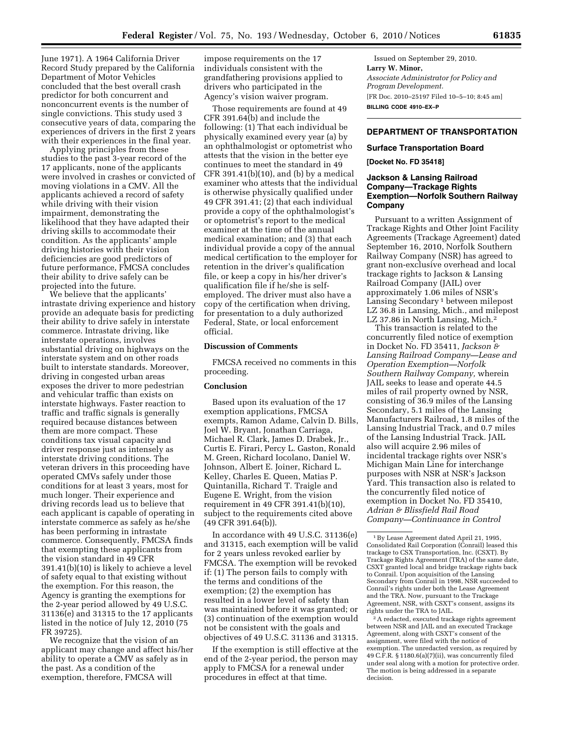June 1971). A 1964 California Driver Record Study prepared by the California Department of Motor Vehicles concluded that the best overall crash predictor for both concurrent and nonconcurrent events is the number of single convictions. This study used 3 consecutive years of data, comparing the experiences of drivers in the first 2 years with their experiences in the final year.

Applying principles from these studies to the past 3-year record of the 17 applicants, none of the applicants were involved in crashes or convicted of moving violations in a CMV. All the applicants achieved a record of safety while driving with their vision impairment, demonstrating the likelihood that they have adapted their driving skills to accommodate their condition. As the applicants' ample driving histories with their vision deficiencies are good predictors of future performance, FMCSA concludes their ability to drive safely can be projected into the future.

We believe that the applicants' intrastate driving experience and history provide an adequate basis for predicting their ability to drive safely in interstate commerce. Intrastate driving, like interstate operations, involves substantial driving on highways on the interstate system and on other roads built to interstate standards. Moreover, driving in congested urban areas exposes the driver to more pedestrian and vehicular traffic than exists on interstate highways. Faster reaction to traffic and traffic signals is generally required because distances between them are more compact. These conditions tax visual capacity and driver response just as intensely as interstate driving conditions. The veteran drivers in this proceeding have operated CMVs safely under those conditions for at least 3 years, most for much longer. Their experience and driving records lead us to believe that each applicant is capable of operating in interstate commerce as safely as he/she has been performing in intrastate commerce. Consequently, FMCSA finds that exempting these applicants from the vision standard in 49 CFR 391.41(b)(10) is likely to achieve a level of safety equal to that existing without the exemption. For this reason, the Agency is granting the exemptions for the 2-year period allowed by 49 U.S.C. 31136(e) and 31315 to the 17 applicants listed in the notice of July 12, 2010 (75 FR 39725).

We recognize that the vision of an applicant may change and affect his/her ability to operate a CMV as safely as in the past. As a condition of the exemption, therefore, FMCSA will impose requirements on the 17 individuals consistent with the grandfathering provisions applied to drivers who participated in the Agency's vision waiver program.

Those requirements are found at 49 CFR 391.64(b) and include the following: (1) That each individual be physically examined every year (a) by an ophthalmologist or optometrist who attests that the vision in the better eye continues to meet the standard in 49 CFR 391.41(b)(10), and (b) by a medical examiner who attests that the individual is otherwise physically qualified under 49 CFR 391.41; (2) that each individual provide a copy of the ophthalmologist's or optometrist's report to the medical examiner at the time of the annual medical examination; and (3) that each individual provide a copy of the annual medical certification to the employer for retention in the driver's qualification file, or keep a copy in his/her driver's qualification file if he/she is self-employed. The driver must also have a copy of the certification when driving, for presentation to a duly authorized Federal, State, or local enforcement official.

### Discussion of Comments

FMCSA received no comments in this proceeding.

### Conclusion

Based upon its evaluation of the 17 exemption applications, FMCSA exempts, Ramon Adame, Calvin D. Bills, Joel W. Bryant, Jonathan Carriaga, Michael R. Clark, James D. Drabek, Jr., Curtis E. Firari, Percy L. Gaston, Ronald M. Green, Richard Iocolano, Daniel W. Johnson, Albert E. Joiner, Richard L. Kelley, Charles E. Queen, Matias P. Quintanilla, Richard T. Traigle and Eugene E. Wright, from the vision requirement in 49 CFR 391.41(b)(10), subject to the requirements cited above (49 CFR 391.64(b)).

In accordance with 49 U.S.C. 31136(e) and 31315, each exemption will be valid for 2 years unless revoked earlier by FMCSA. The exemption will be revoked if: (1) The person fails to comply with the terms and conditions of the exemption; (2) the exemption has resulted in a lower level of safety than was maintained before it was granted; or (3) continuation of the exemption would not be consistent with the goals and objectives of 49 U.S.C. 31136 and 31315.

If the exemption is still effective at the end of the 2-year period, the person may apply to FMCSA for a renewal under procedures in effect at that time.

Issued on September 29, 2010.

**Larry W. Minor,**

*Associate Administrator for Policy and Program Development.*

[FR Doc. 2010–25197 Filed 10–5–10; 8:45 am]

**BILLING CODE 4910–EX–P**

## DEPARTMENT OF TRANSPORTATION

### Surface Transportation Board

**[Docket No. FD 35418]**

### Jackson & Lansing Railroad Company—Trackage Rights Exemption—Norfolk Southern Railway Company

Pursuant to a written Assignment of Trackage Rights and Other Joint Facility Agreements (Trackage Agreement) dated September 16, 2010, Norfolk Southern Railway Company (NSR) has agreed to grant non-exclusive overhead and local trackage rights to Jackson & Lansing Railroad Company (JAIL) over approximately 1.06 miles of NSR's Lansing Secondary [1] between milepost LZ 36.8 in Lansing, Mich., and milepost LZ 37.86 in North Lansing, Mich.[2]

This transaction is related to the concurrently filed notice of exemption in Docket No. FD 35411, *Jackson & Lansing Railroad Company—Lease and Operation Exemption—Norfolk Southern Railway Company,* wherein JAIL seeks to lease and operate 44.5 miles of rail property owned by NSR, consisting of 36.9 miles of the Lansing Secondary, 5.1 miles of the Lansing Manufacturers Railroad, 1.8 miles of the Lansing Industrial Track, and 0.7 miles of the Lansing Industrial Track. JAIL also will acquire 2.96 miles of incidental trackage rights over NSR's Michigan Main Line for interchange purposes with NSR at NSR's Jackson Yard. This transaction also is related to the concurrently filed notice of exemption in Docket No. FD 35410, *Adrian & Blissfield Rail Road Company—Continuance in Control*

[1] By Lease Agreement dated April 21, 1995, Consolidated Rail Corporation (Conrail) leased this trackage to CSX Transportation, Inc. (CSXT). By Trackage Rights Agreement (TRA) of the same date, CSXT granted local and bridge trackage rights back to Conrail. Upon acquisition of the Lansing Secondary from Conrail in 1998, NSR succeeded to Conrail's rights under both the Lease Agreement and the TRA. Now, pursuant to the Trackage Agreement, NSR, with CSXT's consent, assigns its rights under the TRA to JAIL.

[2] A redacted, executed trackage rights agreement between NSR and JAIL and an executed Trackage Agreement, along with CSXT's consent of the assignment, were filed with the notice of exemption. The unredacted version, as required by 49 C.F.R. § 1180.6(a)(7)(ii), was concurrently filed under seal along with a motion for protective order. The motion is being addressed in a separate decision.